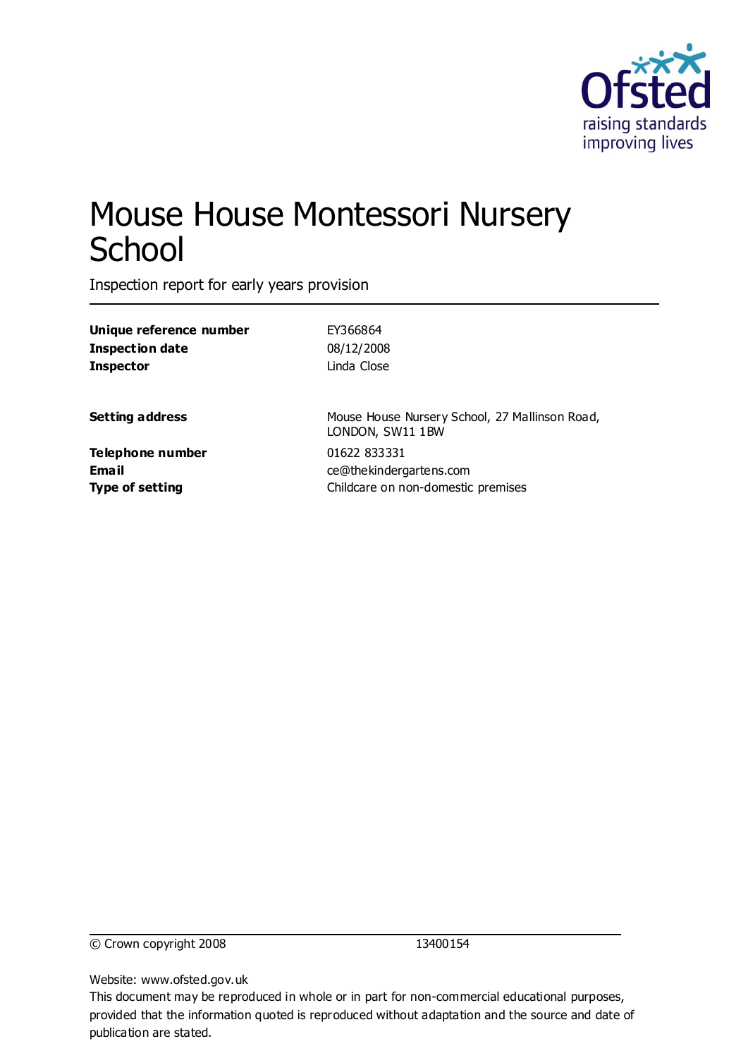Ofsted
raising standards
improving lives

# Mouse House Montessori Nursery School

Inspection report for early years provision

| | |
|---|---|
| **Unique reference number** | EY366864 |
| **Inspection date** | 08/12/2008 |
| **Inspector** | Linda Close |
| | |
| **Setting address** | Mouse House Nursery School, 27 Mallinson Road, LONDON, SW11 1BW |
| **Telephone number** | 01622 833331 |
| **Email** | ce@thekindergartens.com |
| **Type of setting** | Childcare on non-domestic premises |

© Crown copyright 2008 13400154

Website: www.ofsted.gov.uk

This document may be reproduced in whole or in part for non-commercial educational purposes, provided that the information quoted is reproduced without adaptation and the source and date of publication are stated.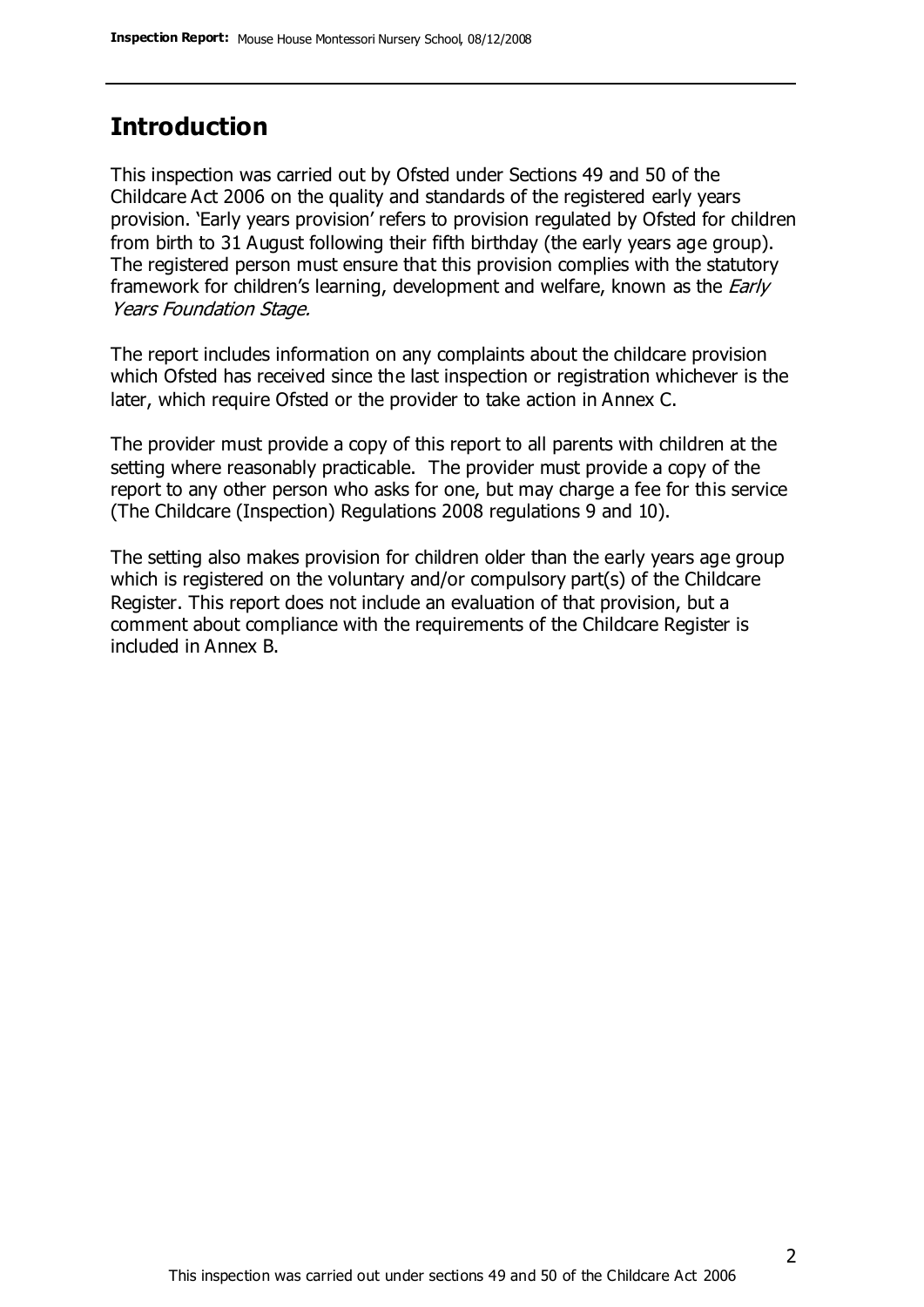## Introduction

This inspection was carried out by Ofsted under Sections 49 and 50 of the Childcare Act 2006 on the quality and standards of the registered early years provision. 'Early years provision' refers to provision regulated by Ofsted for children from birth to 31 August following their fifth birthday (the early years age group). The registered person must ensure that this provision complies with the statutory framework for children's learning, development and welfare, known as the *Early Years Foundation Stage*.

The report includes information on any complaints about the childcare provision which Ofsted has received since the last inspection or registration whichever is the later, which require Ofsted or the provider to take action in Annex C.

The provider must provide a copy of this report to all parents with children at the setting where reasonably practicable. The provider must provide a copy of the report to any other person who asks for one, but may charge a fee for this service (The Childcare (Inspection) Regulations 2008 regulations 9 and 10).

The setting also makes provision for children older than the early years age group which is registered on the voluntary and/or compulsory part(s) of the Childcare Register. This report does not include an evaluation of that provision, but a comment about compliance with the requirements of the Childcare Register is included in Annex B.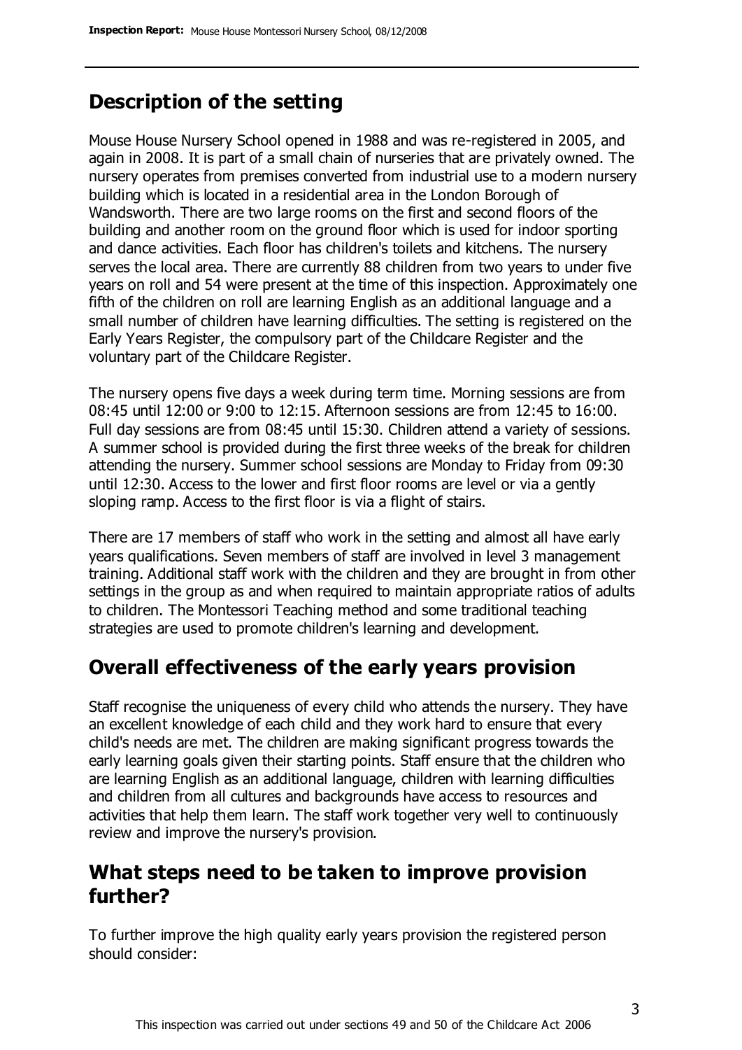## Description of the setting

Mouse House Nursery School opened in 1988 and was re-registered in 2005, and again in 2008. It is part of a small chain of nurseries that are privately owned. The nursery operates from premises converted from industrial use to a modern nursery building which is located in a residential area in the London Borough of Wandsworth. There are two large rooms on the first and second floors of the building and another room on the ground floor which is used for indoor sporting and dance activities. Each floor has children's toilets and kitchens. The nursery serves the local area. There are currently 88 children from two years to under five years on roll and 54 were present at the time of this inspection. Approximately one fifth of the children on roll are learning English as an additional language and a small number of children have learning difficulties. The setting is registered on the Early Years Register, the compulsory part of the Childcare Register and the voluntary part of the Childcare Register.

The nursery opens five days a week during term time. Morning sessions are from 08:45 until 12:00 or 9:00 to 12:15. Afternoon sessions are from 12:45 to 16:00. Full day sessions are from 08:45 until 15:30. Children attend a variety of sessions. A summer school is provided during the first three weeks of the break for children attending the nursery. Summer school sessions are Monday to Friday from 09:30 until 12:30. Access to the lower and first floor rooms are level or via a gently sloping ramp. Access to the first floor is via a flight of stairs.

There are 17 members of staff who work in the setting and almost all have early years qualifications. Seven members of staff are involved in level 3 management training. Additional staff work with the children and they are brought in from other settings in the group as and when required to maintain appropriate ratios of adults to children. The Montessori Teaching method and some traditional teaching strategies are used to promote children's learning and development.

## Overall effectiveness of the early years provision

Staff recognise the uniqueness of every child who attends the nursery. They have an excellent knowledge of each child and they work hard to ensure that every child's needs are met. The children are making significant progress towards the early learning goals given their starting points. Staff ensure that the children who are learning English as an additional language, children with learning difficulties and children from all cultures and backgrounds have access to resources and activities that help them learn. The staff work together very well to continuously review and improve the nursery's provision.

## What steps need to be taken to improve provision further?

To further improve the high quality early years provision the registered person should consider: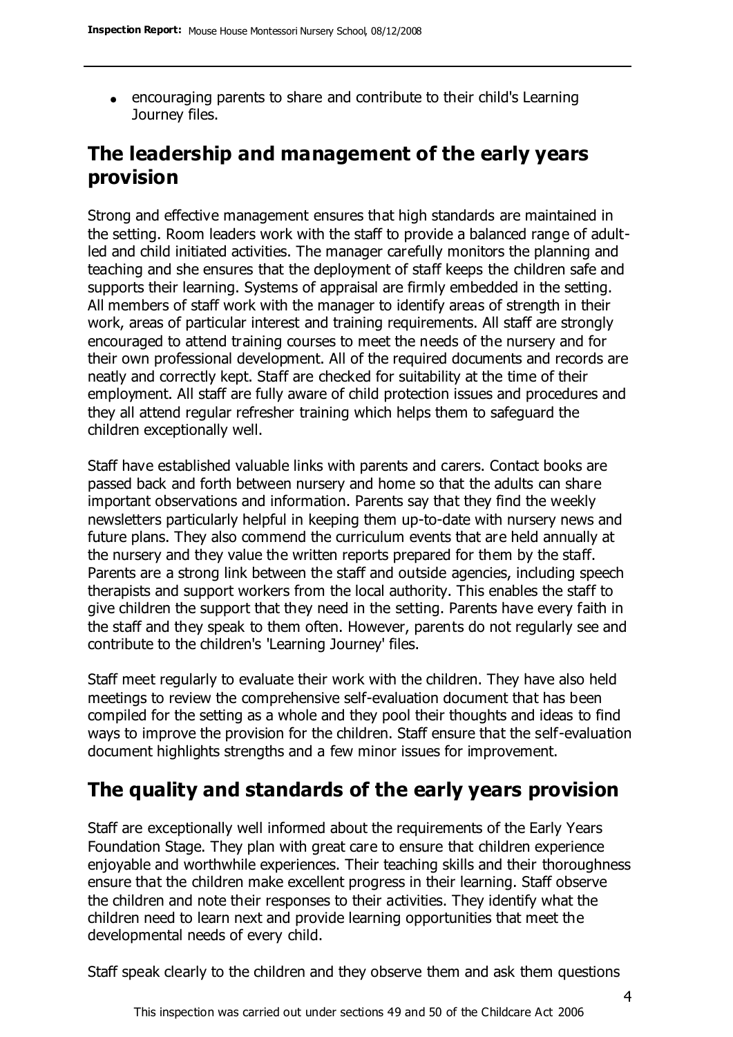- encouraging parents to share and contribute to their child's Learning Journey files.

## The leadership and management of the early years provision

Strong and effective management ensures that high standards are maintained in the setting. Room leaders work with the staff to provide a balanced range of adult-led and child initiated activities. The manager carefully monitors the planning and teaching and she ensures that the deployment of staff keeps the children safe and supports their learning. Systems of appraisal are firmly embedded in the setting. All members of staff work with the manager to identify areas of strength in their work, areas of particular interest and training requirements. All staff are strongly encouraged to attend training courses to meet the needs of the nursery and for their own professional development. All of the required documents and records are neatly and correctly kept. Staff are checked for suitability at the time of their employment. All staff are fully aware of child protection issues and procedures and they all attend regular refresher training which helps them to safeguard the children exceptionally well.

Staff have established valuable links with parents and carers. Contact books are passed back and forth between nursery and home so that the adults can share important observations and information. Parents say that they find the weekly newsletters particularly helpful in keeping them up-to-date with nursery news and future plans. They also commend the curriculum events that are held annually at the nursery and they value the written reports prepared for them by the staff. Parents are a strong link between the staff and outside agencies, including speech therapists and support workers from the local authority. This enables the staff to give children the support that they need in the setting. Parents have every faith in the staff and they speak to them often. However, parents do not regularly see and contribute to the children's 'Learning Journey' files.

Staff meet regularly to evaluate their work with the children. They have also held meetings to review the comprehensive self-evaluation document that has been compiled for the setting as a whole and they pool their thoughts and ideas to find ways to improve the provision for the children. Staff ensure that the self-evaluation document highlights strengths and a few minor issues for improvement.

## The quality and standards of the early years provision

Staff are exceptionally well informed about the requirements of the Early Years Foundation Stage. They plan with great care to ensure that children experience enjoyable and worthwhile experiences. Their teaching skills and their thoroughness ensure that the children make excellent progress in their learning. Staff observe the children and note their responses to their activities. They identify what the children need to learn next and provide learning opportunities that meet the developmental needs of every child.

Staff speak clearly to the children and they observe them and ask them questions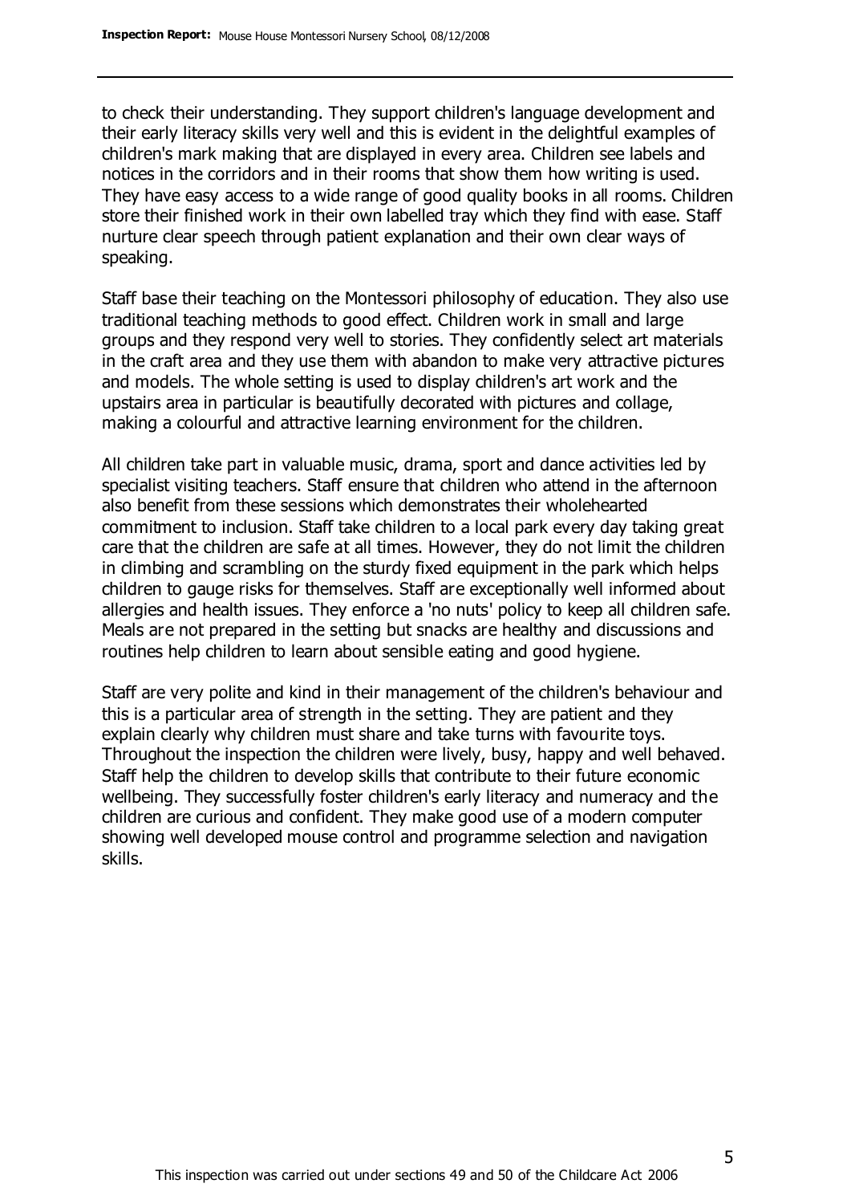to check their understanding. They support children's language development and their early literacy skills very well and this is evident in the delightful examples of children's mark making that are displayed in every area. Children see labels and notices in the corridors and in their rooms that show them how writing is used. They have easy access to a wide range of good quality books in all rooms. Children store their finished work in their own labelled tray which they find with ease. Staff nurture clear speech through patient explanation and their own clear ways of speaking.

Staff base their teaching on the Montessori philosophy of education. They also use traditional teaching methods to good effect. Children work in small and large groups and they respond very well to stories. They confidently select art materials in the craft area and they use them with abandon to make very attractive pictures and models. The whole setting is used to display children's art work and the upstairs area in particular is beautifully decorated with pictures and collage, making a colourful and attractive learning environment for the children.

All children take part in valuable music, drama, sport and dance activities led by specialist visiting teachers. Staff ensure that children who attend in the afternoon also benefit from these sessions which demonstrates their wholehearted commitment to inclusion. Staff take children to a local park every day taking great care that the children are safe at all times. However, they do not limit the children in climbing and scrambling on the sturdy fixed equipment in the park which helps children to gauge risks for themselves. Staff are exceptionally well informed about allergies and health issues. They enforce a 'no nuts' policy to keep all children safe. Meals are not prepared in the setting but snacks are healthy and discussions and routines help children to learn about sensible eating and good hygiene.

Staff are very polite and kind in their management of the children's behaviour and this is a particular area of strength in the setting. They are patient and they explain clearly why children must share and take turns with favourite toys. Throughout the inspection the children were lively, busy, happy and well behaved. Staff help the children to develop skills that contribute to their future economic wellbeing. They successfully foster children's early literacy and numeracy and the children are curious and confident. They make good use of a modern computer showing well developed mouse control and programme selection and navigation skills.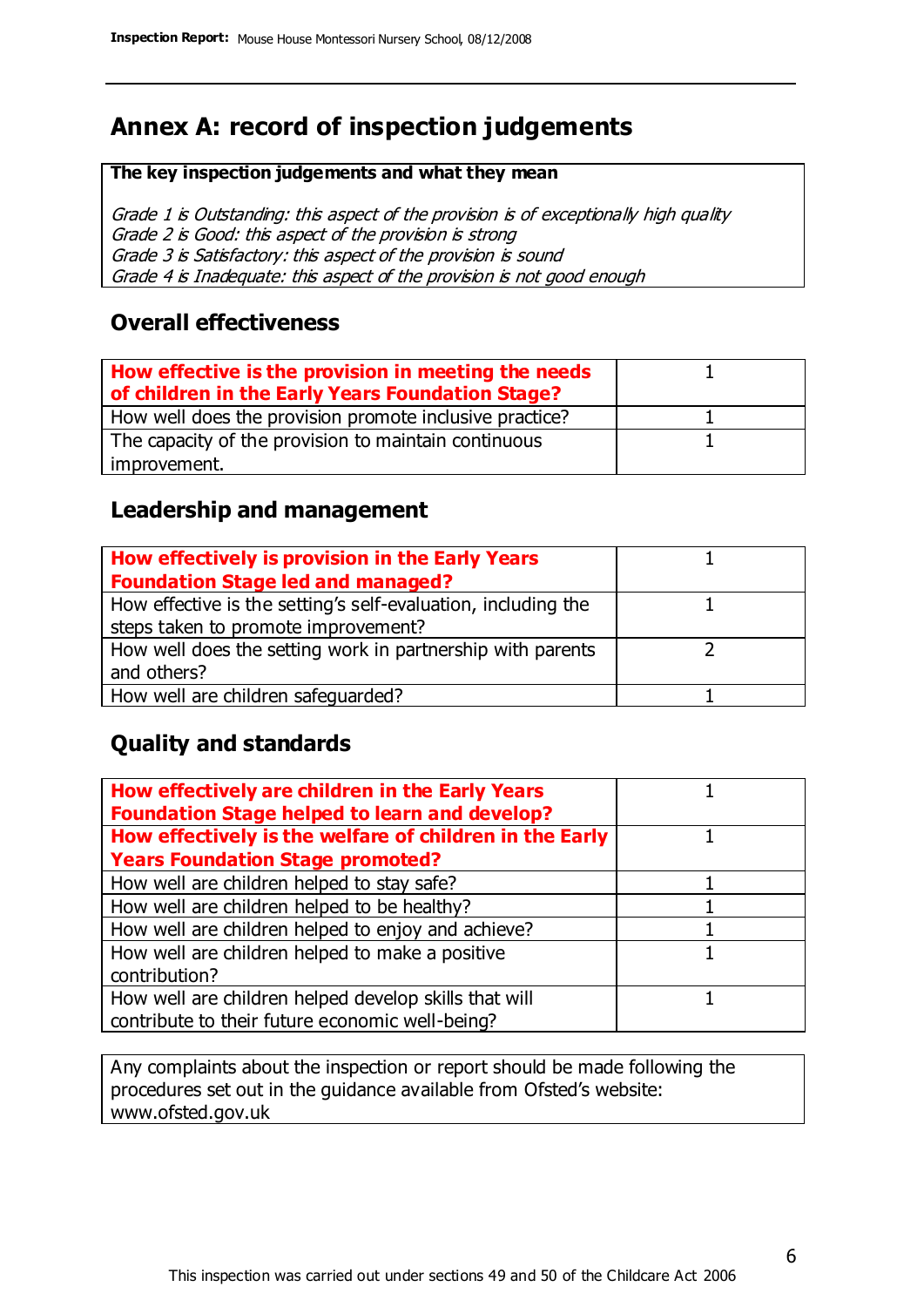# Annex A: record of inspection judgements

**The key inspection judgements and what they mean**

*Grade 1 is Outstanding: this aspect of the provision is of exceptionally high quality*
*Grade 2 is Good: this aspect of the provision is strong*
*Grade 3 is Satisfactory: this aspect of the provision is sound*
*Grade 4 is Inadequate: this aspect of the provision is not good enough*

## Overall effectiveness

| | |
|---|---|
| **How effective is the provision in meeting the needs of children in the Early Years Foundation Stage?** | 1 |
| How well does the provision promote inclusive practice? | 1 |
| The capacity of the provision to maintain continuous improvement. | 1 |

## Leadership and management

| | |
|---|---|
| **How effectively is provision in the Early Years Foundation Stage led and managed?** | 1 |
| How effective is the setting's self-evaluation, including the steps taken to promote improvement? | 1 |
| How well does the setting work in partnership with parents and others? | 2 |
| How well are children safeguarded? | 1 |

## Quality and standards

| | |
|---|---|
| **How effectively are children in the Early Years Foundation Stage helped to learn and develop?** | 1 |
| **How effectively is the welfare of children in the Early Years Foundation Stage promoted?** | 1 |
| How well are children helped to stay safe? | 1 |
| How well are children helped to be healthy? | 1 |
| How well are children helped to enjoy and achieve? | 1 |
| How well are children helped to make a positive contribution? | 1 |
| How well are children helped develop skills that will contribute to their future economic well-being? | 1 |

Any complaints about the inspection or report should be made following the procedures set out in the guidance available from Ofsted's website: www.ofsted.gov.uk

This inspection was carried out under sections 49 and 50 of the Childcare Act 2006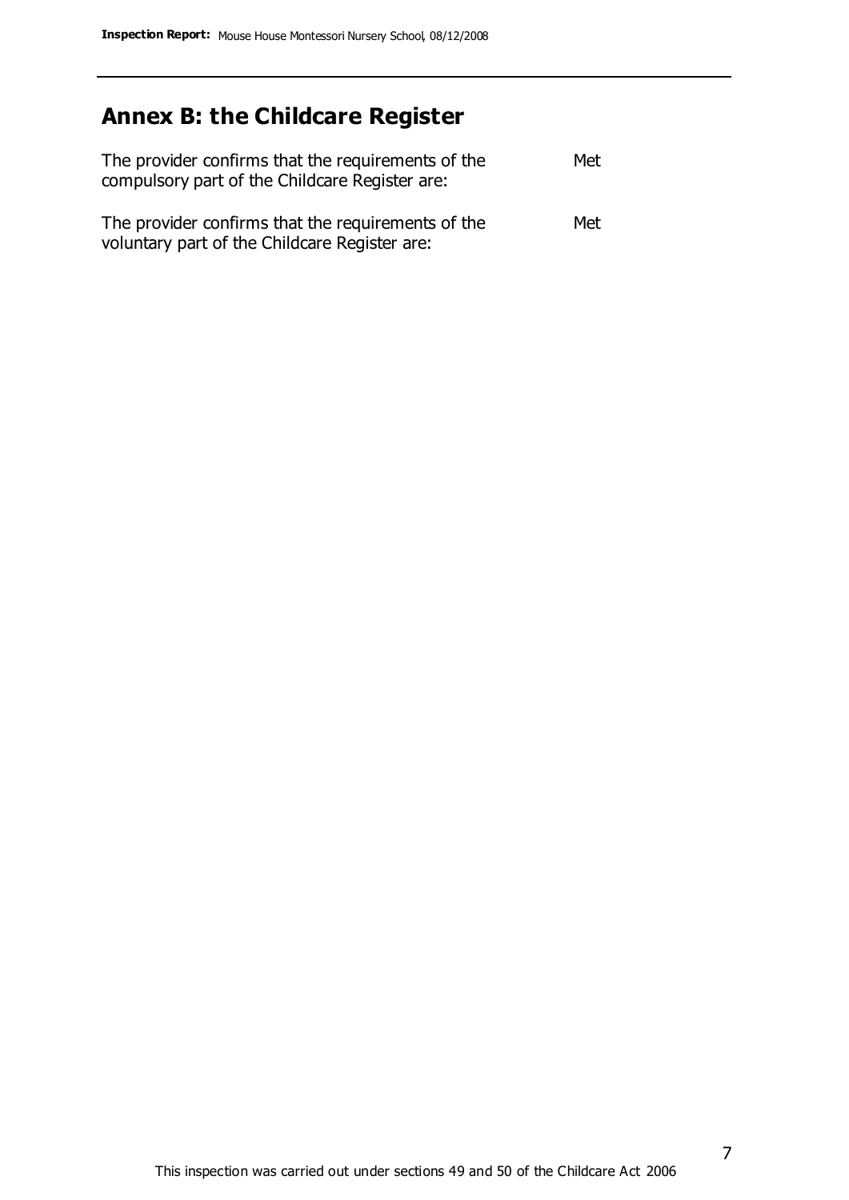## Annex B: the Childcare Register

| | |
|---|---|
| The provider confirms that the requirements of the compulsory part of the Childcare Register are: | Met |
| The provider confirms that the requirements of the voluntary part of the Childcare Register are: | Met |

This inspection was carried out under sections 49 and 50 of the Childcare Act 2006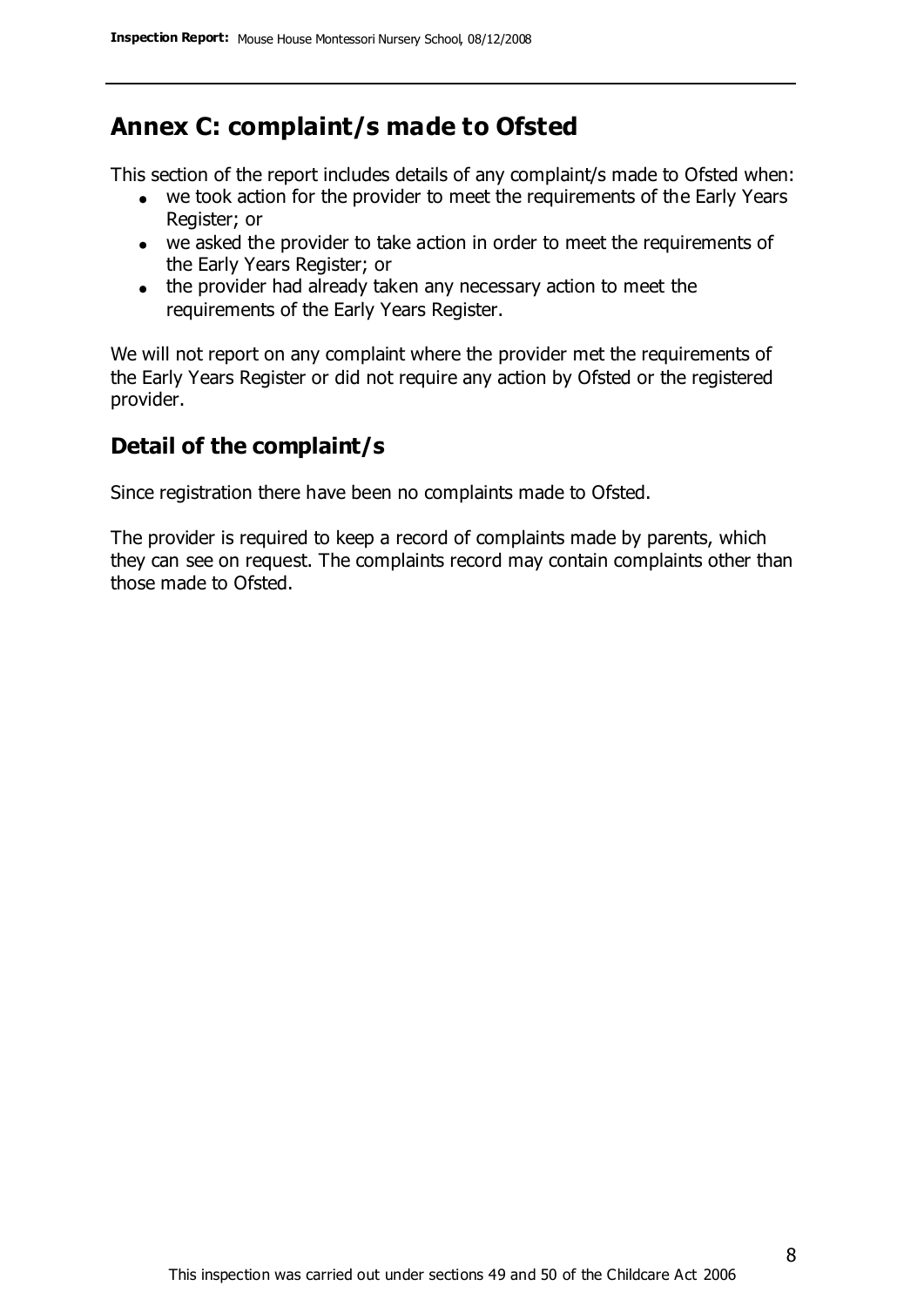## Annex C: complaint/s made to Ofsted

This section of the report includes details of any complaint/s made to Ofsted when:

- we took action for the provider to meet the requirements of the Early Years Register; or
- we asked the provider to take action in order to meet the requirements of the Early Years Register; or
- the provider had already taken any necessary action to meet the requirements of the Early Years Register.

We will not report on any complaint where the provider met the requirements of the Early Years Register or did not require any action by Ofsted or the registered provider.

### Detail of the complaint/s

Since registration there have been no complaints made to Ofsted.

The provider is required to keep a record of complaints made by parents, which they can see on request. The complaints record may contain complaints other than those made to Ofsted.